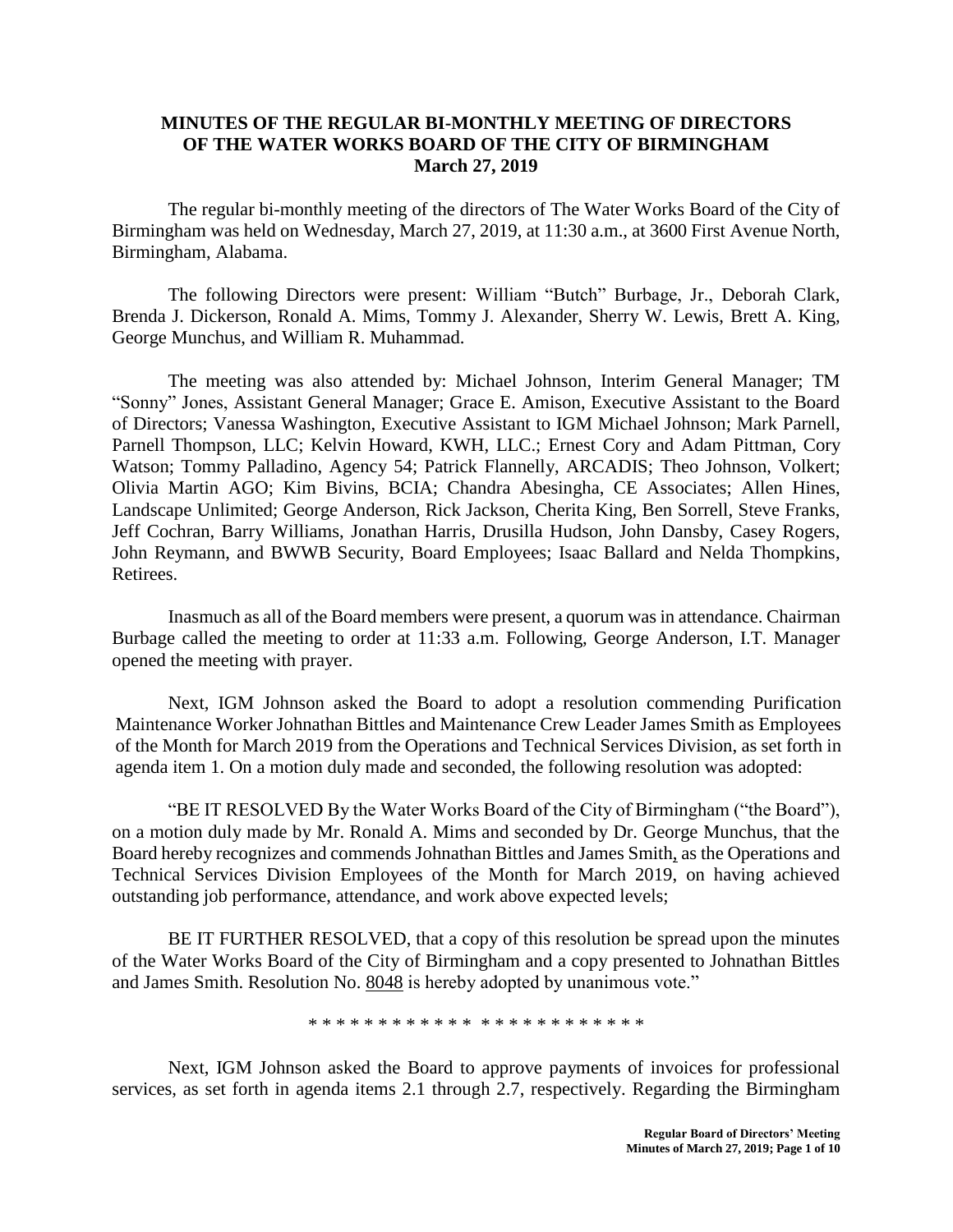# MINUTES OF THE REGULAR BI-MONTHLY MEETING OF DIRECTORS OF THE WATER WORKS BOARD OF THE CITY OF BIRMINGHAM
**March 27, 2019**

The regular bi-monthly meeting of the directors of The Water Works Board of the City of Birmingham was held on Wednesday, March 27, 2019, at 11:30 a.m., at 3600 First Avenue North, Birmingham, Alabama.

The following Directors were present: William "Butch" Burbage, Jr., Deborah Clark, Brenda J. Dickerson, Ronald A. Mims, Tommy J. Alexander, Sherry W. Lewis, Brett A. King, George Munchus, and William R. Muhammad.

The meeting was also attended by: Michael Johnson, Interim General Manager; TM "Sonny" Jones, Assistant General Manager; Grace E. Amison, Executive Assistant to the Board of Directors; Vanessa Washington, Executive Assistant to IGM Michael Johnson; Mark Parnell, Parnell Thompson, LLC; Kelvin Howard, KWH, LLC.; Ernest Cory and Adam Pittman, Cory Watson; Tommy Palladino, Agency 54; Patrick Flannelly, ARCADIS; Theo Johnson, Volkert; Olivia Martin AGO; Kim Bivins, BCIA; Chandra Abesingha, CE Associates; Allen Hines, Landscape Unlimited; George Anderson, Rick Jackson, Cherita King, Ben Sorrell, Steve Franks, Jeff Cochran, Barry Williams, Jonathan Harris, Drusilla Hudson, John Dansby, Casey Rogers, John Reymann, and BWWB Security, Board Employees; Isaac Ballard and Nelda Thompkins, Retirees.

Inasmuch as all of the Board members were present, a quorum was in attendance. Chairman Burbage called the meeting to order at 11:33 a.m. Following, George Anderson, I.T. Manager opened the meeting with prayer.

Next, IGM Johnson asked the Board to adopt a resolution commending Purification Maintenance Worker Johnathan Bittles and Maintenance Crew Leader James Smith as Employees of the Month for March 2019 from the Operations and Technical Services Division, as set forth in agenda item 1. On a motion duly made and seconded, the following resolution was adopted:

"BE IT RESOLVED By the Water Works Board of the City of Birmingham ("the Board"), on a motion duly made by Mr. Ronald A. Mims and seconded by Dr. George Munchus, that the Board hereby recognizes and commends Johnathan Bittles and James Smith, as the Operations and Technical Services Division Employees of the Month for March 2019, on having achieved outstanding job performance, attendance, and work above expected levels;

BE IT FURTHER RESOLVED, that a copy of this resolution be spread upon the minutes of the Water Works Board of the City of Birmingham and a copy presented to Johnathan Bittles and James Smith. Resolution No. 8048 is hereby adopted by unanimous vote."

\* \* \* \* \* \* \* \* \* \* \* \* \* \* \* \* \* \* \* \* \* \* \* \*

Next, IGM Johnson asked the Board to approve payments of invoices for professional services, as set forth in agenda items 2.1 through 2.7, respectively. Regarding the Birmingham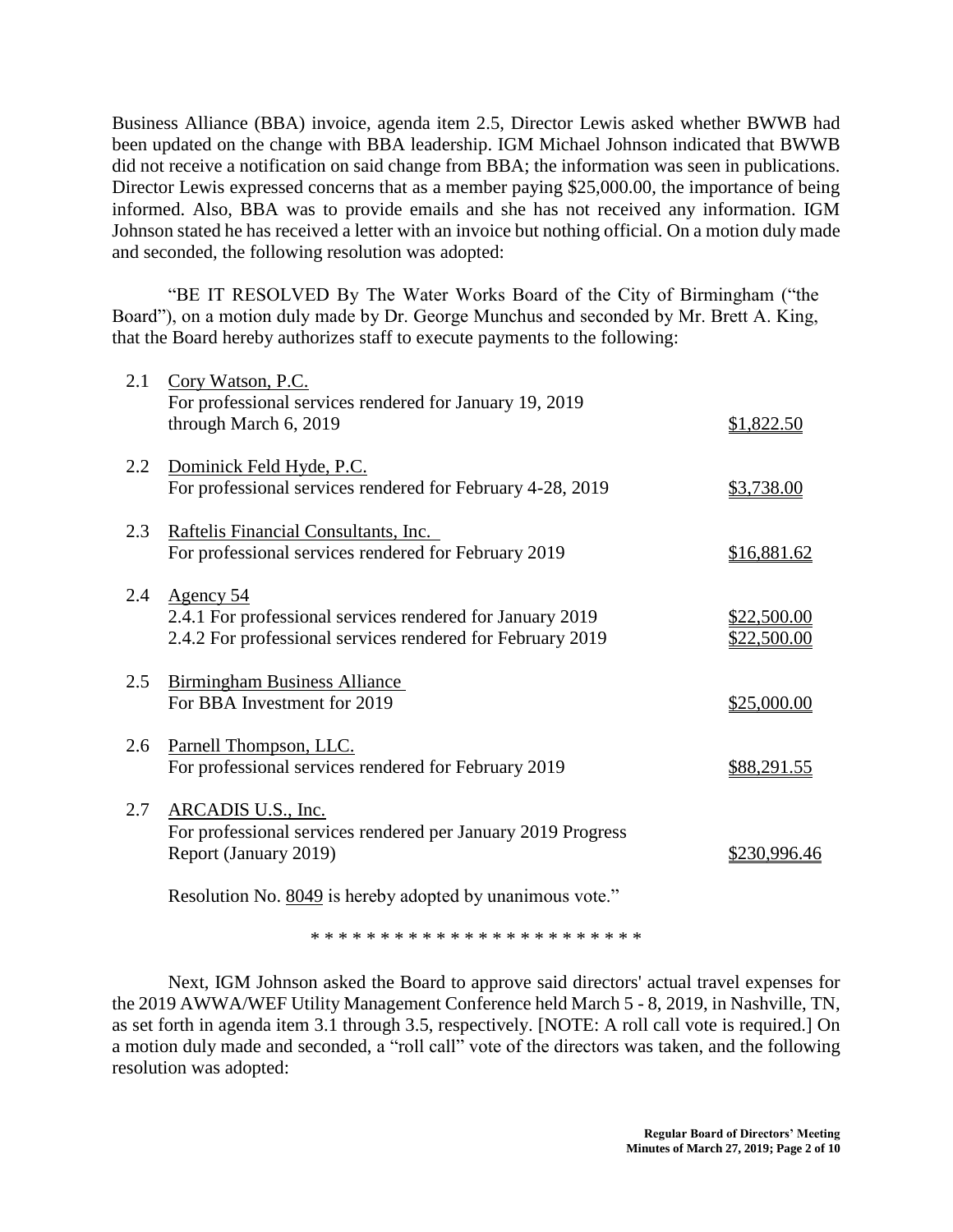Business Alliance (BBA) invoice, agenda item 2.5, Director Lewis asked whether BWWB had been updated on the change with BBA leadership. IGM Michael Johnson indicated that BWWB did not receive a notification on said change from BBA; the information was seen in publications. Director Lewis expressed concerns that as a member paying $25,000.00, the importance of being informed. Also, BBA was to provide emails and she has not received any information. IGM Johnson stated he has received a letter with an invoice but nothing official. On a motion duly made and seconded, the following resolution was adopted:

"BE IT RESOLVED By The Water Works Board of the City of Birmingham ("the Board"), on a motion duly made by Dr. George Munchus and seconded by Mr. Brett A. King, that the Board hereby authorizes staff to execute payments to the following:

| | | |
|---|---|---|
| 2.1 | Cory Watson, P.C.<br>For professional services rendered for January 19, 2019 through March 6, 2019 | $1,822.50 |
| 2.2 | Dominick Feld Hyde, P.C.<br>For professional services rendered for February 4-28, 2019 | $3,738.00 |
| 2.3 | Raftelis Financial Consultants, Inc.<br>For professional services rendered for February 2019 | $16,881.62 |
| 2.4 | Agency 54<br>2.4.1 For professional services rendered for January 2019<br>2.4.2 For professional services rendered for February 2019 | <br>$22,500.00<br>$22,500.00 |
| 2.5 | Birmingham Business Alliance<br>For BBA Investment for 2019 | $25,000.00 |
| 2.6 | Parnell Thompson, LLC.<br>For professional services rendered for February 2019 | $88,291.55 |
| 2.7 | ARCADIS U.S., Inc.<br>For professional services rendered per January 2019 Progress Report (January 2019) | $230,996.46 |

Resolution No. 8049 is hereby adopted by unanimous vote."

\* \* \* \* \* \* \* \* \* \* \* \* \* \* \* \* \* \* \* \* \* \* \* \*

Next, IGM Johnson asked the Board to approve said directors' actual travel expenses for the 2019 AWWA/WEF Utility Management Conference held March 5 - 8, 2019, in Nashville, TN, as set forth in agenda item 3.1 through 3.5, respectively. [NOTE: A roll call vote is required.] On a motion duly made and seconded, a "roll call" vote of the directors was taken, and the following resolution was adopted: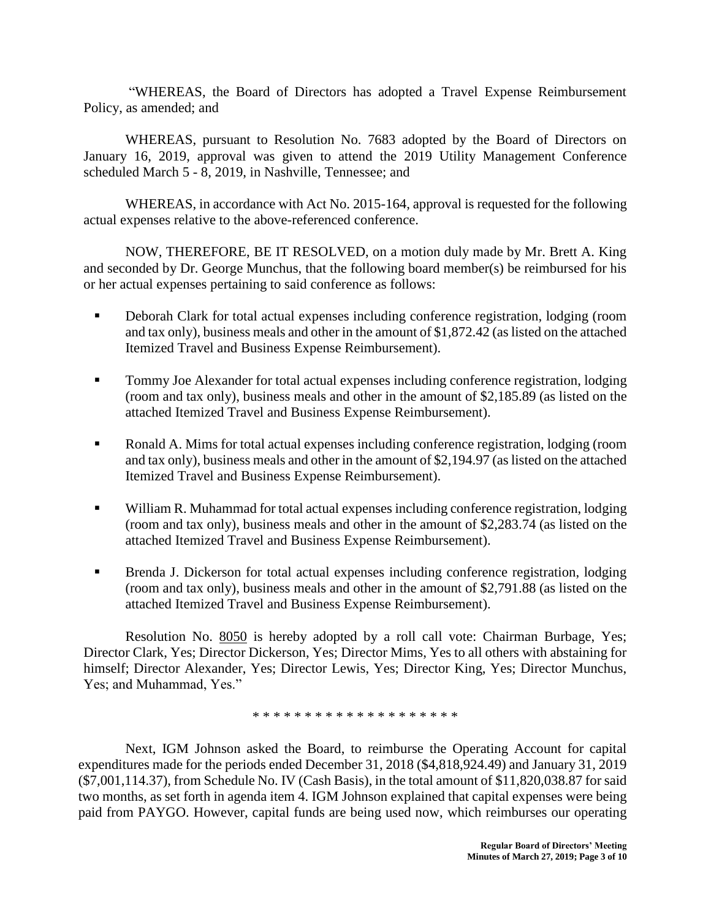"WHEREAS, the Board of Directors has adopted a Travel Expense Reimbursement Policy, as amended; and

WHEREAS, pursuant to Resolution No. 7683 adopted by the Board of Directors on January 16, 2019, approval was given to attend the 2019 Utility Management Conference scheduled March 5 - 8, 2019, in Nashville, Tennessee; and

WHEREAS, in accordance with Act No. 2015-164, approval is requested for the following actual expenses relative to the above-referenced conference.

NOW, THEREFORE, BE IT RESOLVED, on a motion duly made by Mr. Brett A. King and seconded by Dr. George Munchus, that the following board member(s) be reimbursed for his or her actual expenses pertaining to said conference as follows:

- Deborah Clark for total actual expenses including conference registration, lodging (room and tax only), business meals and other in the amount of $1,872.42 (as listed on the attached Itemized Travel and Business Expense Reimbursement).
- Tommy Joe Alexander for total actual expenses including conference registration, lodging (room and tax only), business meals and other in the amount of $2,185.89 (as listed on the attached Itemized Travel and Business Expense Reimbursement).
- Ronald A. Mims for total actual expenses including conference registration, lodging (room and tax only), business meals and other in the amount of $2,194.97 (as listed on the attached Itemized Travel and Business Expense Reimbursement).
- William R. Muhammad for total actual expenses including conference registration, lodging (room and tax only), business meals and other in the amount of $2,283.74 (as listed on the attached Itemized Travel and Business Expense Reimbursement).
- Brenda J. Dickerson for total actual expenses including conference registration, lodging (room and tax only), business meals and other in the amount of $2,791.88 (as listed on the attached Itemized Travel and Business Expense Reimbursement).

Resolution No. 8050 is hereby adopted by a roll call vote: Chairman Burbage, Yes; Director Clark, Yes; Director Dickerson, Yes; Director Mims, Yes to all others with abstaining for himself; Director Alexander, Yes; Director Lewis, Yes; Director King, Yes; Director Munchus, Yes; and Muhammad, Yes."

* * * * * * * * * * * * * * * * * * * *

Next, IGM Johnson asked the Board, to reimburse the Operating Account for capital expenditures made for the periods ended December 31, 2018 ($4,818,924.49) and January 31, 2019 ($7,001,114.37), from Schedule No. IV (Cash Basis), in the total amount of $11,820,038.87 for said two months, as set forth in agenda item 4. IGM Johnson explained that capital expenses were being paid from PAYGO. However, capital funds are being used now, which reimburses our operating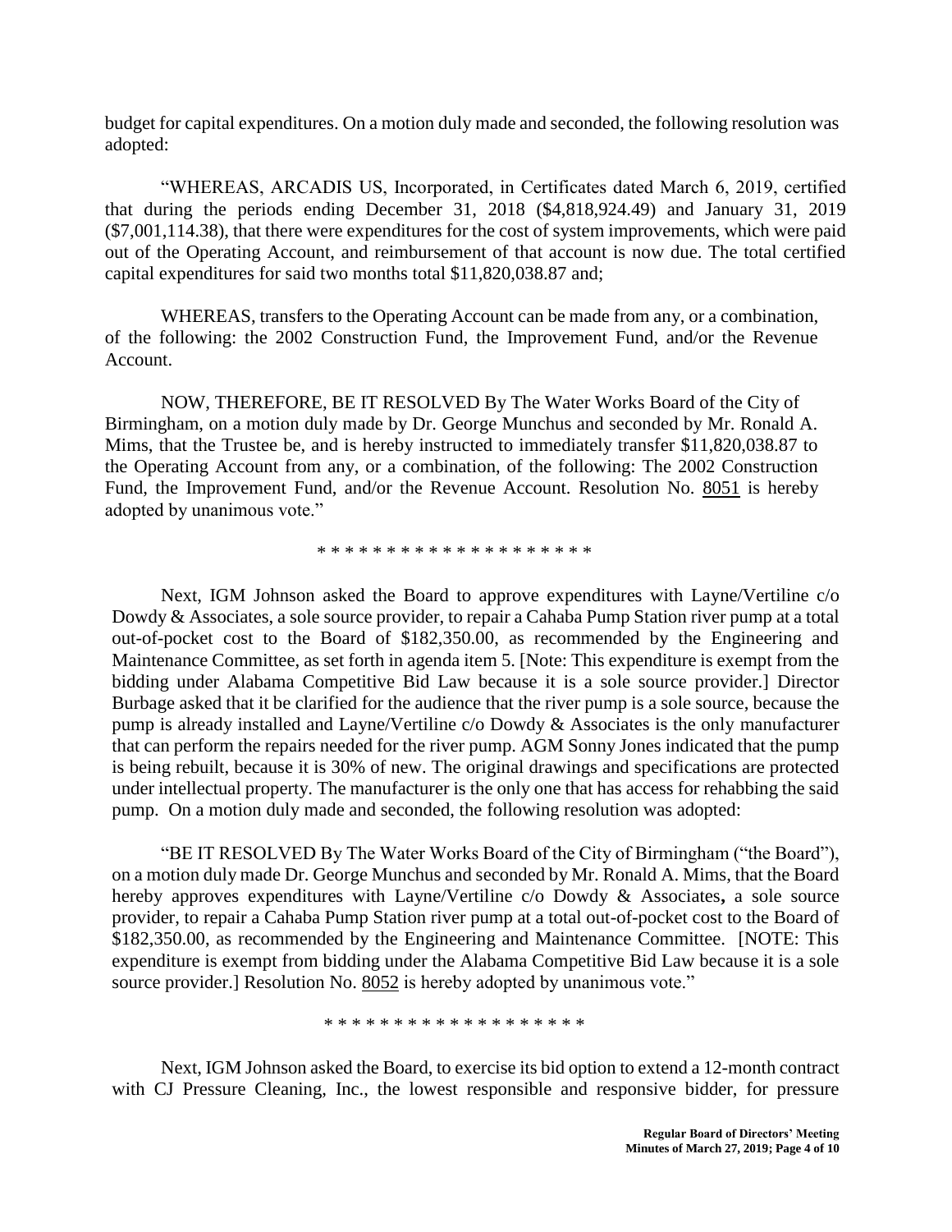budget for capital expenditures. On a motion duly made and seconded, the following resolution was adopted:

"WHEREAS, ARCADIS US, Incorporated, in Certificates dated March 6, 2019, certified that during the periods ending December 31, 2018 ($4,818,924.49) and January 31, 2019 ($7,001,114.38), that there were expenditures for the cost of system improvements, which were paid out of the Operating Account, and reimbursement of that account is now due. The total certified capital expenditures for said two months total $11,820,038.87 and;

WHEREAS, transfers to the Operating Account can be made from any, or a combination, of the following: the 2002 Construction Fund, the Improvement Fund, and/or the Revenue Account.

NOW, THEREFORE, BE IT RESOLVED By The Water Works Board of the City of Birmingham, on a motion duly made by Dr. George Munchus and seconded by Mr. Ronald A. Mims, that the Trustee be, and is hereby instructed to immediately transfer $11,820,038.87 to the Operating Account from any, or a combination, of the following: The 2002 Construction Fund, the Improvement Fund, and/or the Revenue Account. Resolution No. 8051 is hereby adopted by unanimous vote."

\* \* \* \* \* \* \* \* \* \* \* \* \* \* \* \* \* \* \* \*

Next, IGM Johnson asked the Board to approve expenditures with Layne/Vertiline c/o Dowdy & Associates, a sole source provider, to repair a Cahaba Pump Station river pump at a total out-of-pocket cost to the Board of $182,350.00, as recommended by the Engineering and Maintenance Committee, as set forth in agenda item 5. [Note: This expenditure is exempt from the bidding under Alabama Competitive Bid Law because it is a sole source provider.] Director Burbage asked that it be clarified for the audience that the river pump is a sole source, because the pump is already installed and Layne/Vertiline c/o Dowdy & Associates is the only manufacturer that can perform the repairs needed for the river pump. AGM Sonny Jones indicated that the pump is being rebuilt, because it is 30% of new. The original drawings and specifications are protected under intellectual property. The manufacturer is the only one that has access for rehabbing the said pump. On a motion duly made and seconded, the following resolution was adopted:

"BE IT RESOLVED By The Water Works Board of the City of Birmingham ("the Board"), on a motion duly made Dr. George Munchus and seconded by Mr. Ronald A. Mims, that the Board hereby approves expenditures with Layne/Vertiline c/o Dowdy & Associates**,** a sole source provider, to repair a Cahaba Pump Station river pump at a total out-of-pocket cost to the Board of $182,350.00, as recommended by the Engineering and Maintenance Committee. [NOTE: This expenditure is exempt from bidding under the Alabama Competitive Bid Law because it is a sole source provider.] Resolution No. 8052 is hereby adopted by unanimous vote."

\* \* \* \* \* \* \* \* \* \* \* \* \* \* \* \* \* \* \*

Next, IGM Johnson asked the Board, to exercise its bid option to extend a 12-month contract with CJ Pressure Cleaning, Inc., the lowest responsible and responsive bidder, for pressure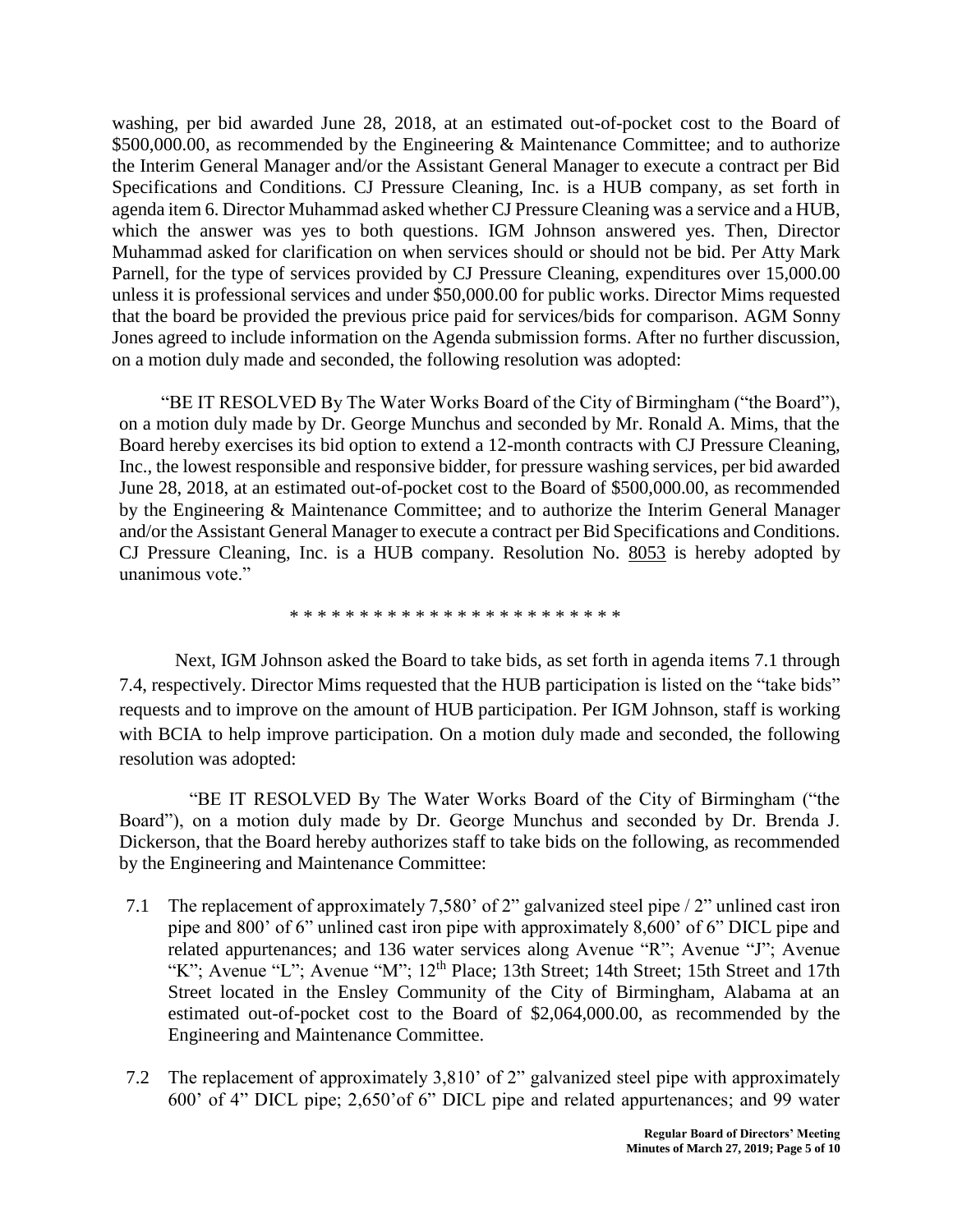washing, per bid awarded June 28, 2018, at an estimated out-of-pocket cost to the Board of \$500,000.00, as recommended by the Engineering & Maintenance Committee; and to authorize the Interim General Manager and/or the Assistant General Manager to execute a contract per Bid Specifications and Conditions. CJ Pressure Cleaning, Inc. is a HUB company, as set forth in agenda item 6. Director Muhammad asked whether CJ Pressure Cleaning was a service and a HUB, which the answer was yes to both questions. IGM Johnson answered yes. Then, Director Muhammad asked for clarification on when services should or should not be bid. Per Atty Mark Parnell, for the type of services provided by CJ Pressure Cleaning, expenditures over 15,000.00 unless it is professional services and under \$50,000.00 for public works. Director Mims requested that the board be provided the previous price paid for services/bids for comparison. AGM Sonny Jones agreed to include information on the Agenda submission forms. After no further discussion, on a motion duly made and seconded, the following resolution was adopted:

"BE IT RESOLVED By The Water Works Board of the City of Birmingham ("the Board"), on a motion duly made by Dr. George Munchus and seconded by Mr. Ronald A. Mims, that the Board hereby exercises its bid option to extend a 12-month contracts with CJ Pressure Cleaning, Inc., the lowest responsible and responsive bidder, for pressure washing services, per bid awarded June 28, 2018, at an estimated out-of-pocket cost to the Board of \$500,000.00, as recommended by the Engineering & Maintenance Committee; and to authorize the Interim General Manager and/or the Assistant General Manager to execute a contract per Bid Specifications and Conditions. CJ Pressure Cleaning, Inc. is a HUB company. Resolution No. 8053 is hereby adopted by unanimous vote."

\* \* \* \* \* \* \* \* \* \* \* \* \* \* \* \* \* \* \* \* \* \* \* \*

Next, IGM Johnson asked the Board to take bids, as set forth in agenda items 7.1 through 7.4, respectively. Director Mims requested that the HUB participation is listed on the "take bids" requests and to improve on the amount of HUB participation. Per IGM Johnson, staff is working with BCIA to help improve participation. On a motion duly made and seconded, the following resolution was adopted:

"BE IT RESOLVED By The Water Works Board of the City of Birmingham ("the Board"), on a motion duly made by Dr. George Munchus and seconded by Dr. Brenda J. Dickerson, that the Board hereby authorizes staff to take bids on the following, as recommended by the Engineering and Maintenance Committee:

7.1 The replacement of approximately 7,580' of 2" galvanized steel pipe / 2" unlined cast iron pipe and 800' of 6" unlined cast iron pipe with approximately 8,600' of 6" DICL pipe and related appurtenances; and 136 water services along Avenue "R"; Avenue "J"; Avenue "K"; Avenue "L"; Avenue "M"; 12th Place; 13th Street; 14th Street; 15th Street and 17th Street located in the Ensley Community of the City of Birmingham, Alabama at an estimated out-of-pocket cost to the Board of \$2,064,000.00, as recommended by the Engineering and Maintenance Committee.

7.2 The replacement of approximately 3,810' of 2" galvanized steel pipe with approximately 600' of 4" DICL pipe; 2,650'of 6" DICL pipe and related appurtenances; and 99 water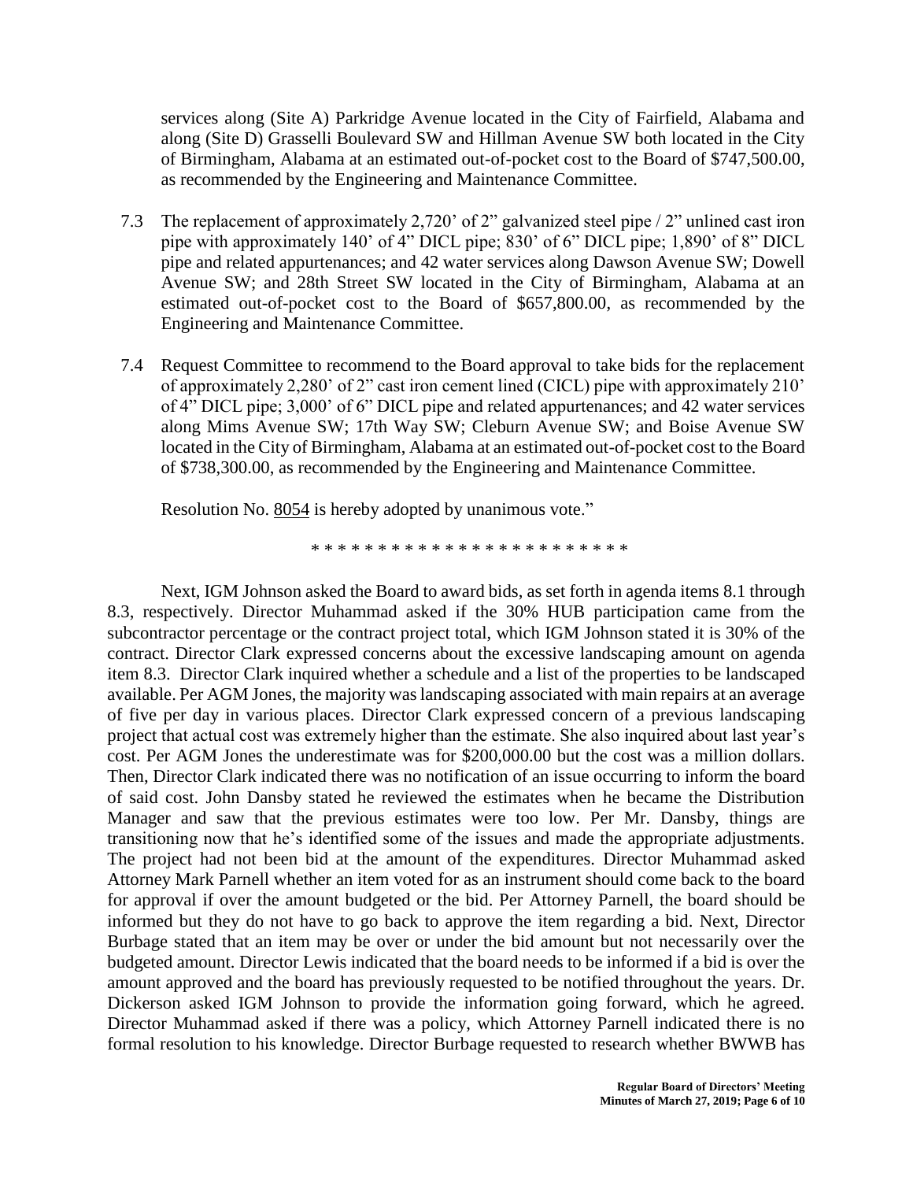services along (Site A) Parkridge Avenue located in the City of Fairfield, Alabama and along (Site D) Grasselli Boulevard SW and Hillman Avenue SW both located in the City of Birmingham, Alabama at an estimated out-of-pocket cost to the Board of $747,500.00, as recommended by the Engineering and Maintenance Committee.

7.3 The replacement of approximately 2,720' of 2" galvanized steel pipe / 2" unlined cast iron pipe with approximately 140' of 4" DICL pipe; 830' of 6" DICL pipe; 1,890' of 8" DICL pipe and related appurtenances; and 42 water services along Dawson Avenue SW; Dowell Avenue SW; and 28th Street SW located in the City of Birmingham, Alabama at an estimated out-of-pocket cost to the Board of $657,800.00, as recommended by the Engineering and Maintenance Committee.

7.4 Request Committee to recommend to the Board approval to take bids for the replacement of approximately 2,280' of 2" cast iron cement lined (CICL) pipe with approximately 210' of 4" DICL pipe; 3,000' of 6" DICL pipe and related appurtenances; and 42 water services along Mims Avenue SW; 17th Way SW; Cleburn Avenue SW; and Boise Avenue SW located in the City of Birmingham, Alabama at an estimated out-of-pocket cost to the Board of $738,300.00, as recommended by the Engineering and Maintenance Committee.

Resolution No. 8054 is hereby adopted by unanimous vote."

\* \* \* \* \* \* \* \* \* \* \* \* \* \* \* \* \* \* \* \* \* \* \* \*

Next, IGM Johnson asked the Board to award bids, as set forth in agenda items 8.1 through 8.3, respectively. Director Muhammad asked if the 30% HUB participation came from the subcontractor percentage or the contract project total, which IGM Johnson stated it is 30% of the contract. Director Clark expressed concerns about the excessive landscaping amount on agenda item 8.3. Director Clark inquired whether a schedule and a list of the properties to be landscaped available. Per AGM Jones, the majority was landscaping associated with main repairs at an average of five per day in various places. Director Clark expressed concern of a previous landscaping project that actual cost was extremely higher than the estimate. She also inquired about last year's cost. Per AGM Jones the underestimate was for $200,000.00 but the cost was a million dollars. Then, Director Clark indicated there was no notification of an issue occurring to inform the board of said cost. John Dansby stated he reviewed the estimates when he became the Distribution Manager and saw that the previous estimates were too low. Per Mr. Dansby, things are transitioning now that he's identified some of the issues and made the appropriate adjustments. The project had not been bid at the amount of the expenditures. Director Muhammad asked Attorney Mark Parnell whether an item voted for as an instrument should come back to the board for approval if over the amount budgeted or the bid. Per Attorney Parnell, the board should be informed but they do not have to go back to approve the item regarding a bid. Next, Director Burbage stated that an item may be over or under the bid amount but not necessarily over the budgeted amount. Director Lewis indicated that the board needs to be informed if a bid is over the amount approved and the board has previously requested to be notified throughout the years. Dr. Dickerson asked IGM Johnson to provide the information going forward, which he agreed. Director Muhammad asked if there was a policy, which Attorney Parnell indicated there is no formal resolution to his knowledge. Director Burbage requested to research whether BWWB has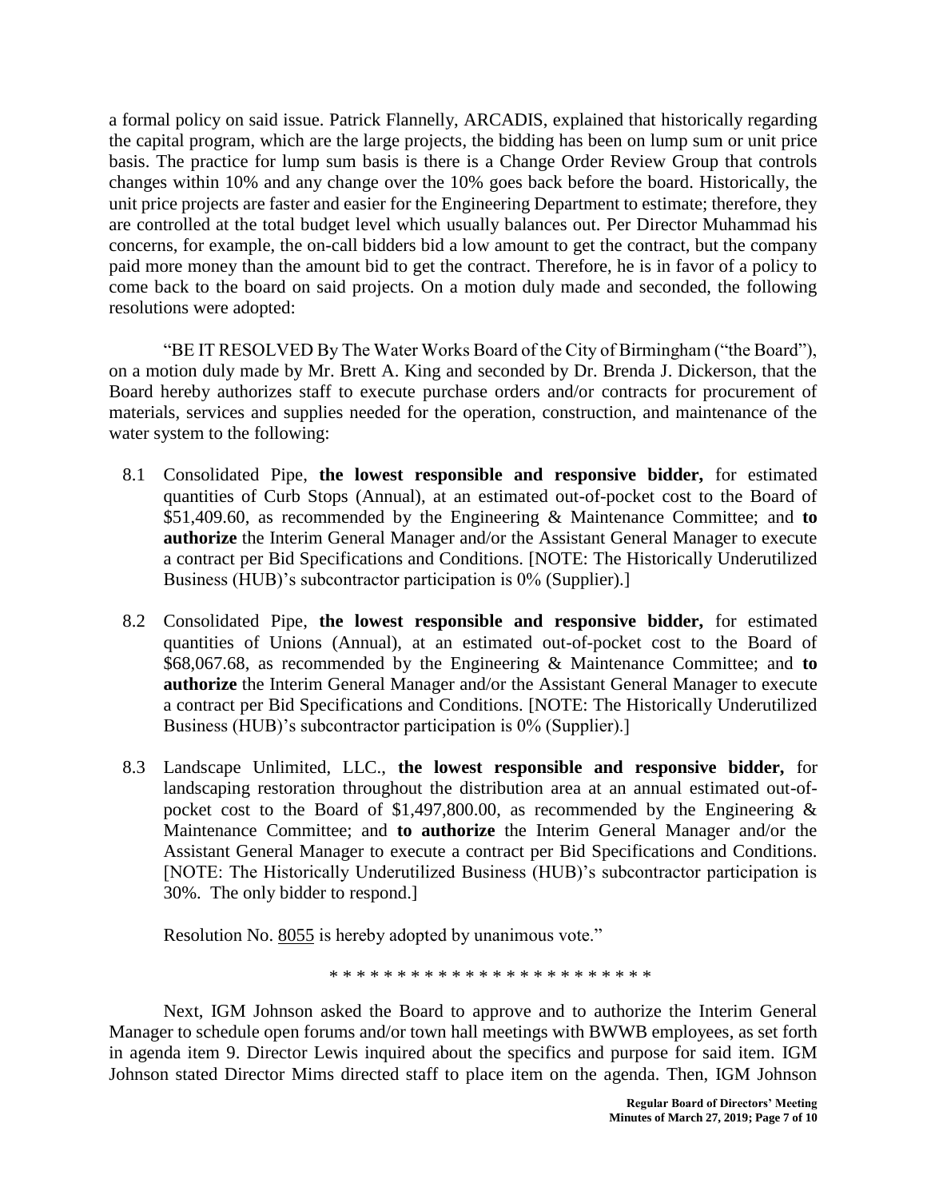a formal policy on said issue. Patrick Flannelly, ARCADIS, explained that historically regarding the capital program, which are the large projects, the bidding has been on lump sum or unit price basis. The practice for lump sum basis is there is a Change Order Review Group that controls changes within 10% and any change over the 10% goes back before the board. Historically, the unit price projects are faster and easier for the Engineering Department to estimate; therefore, they are controlled at the total budget level which usually balances out. Per Director Muhammad his concerns, for example, the on-call bidders bid a low amount to get the contract, but the company paid more money than the amount bid to get the contract. Therefore, he is in favor of a policy to come back to the board on said projects. On a motion duly made and seconded, the following resolutions were adopted:

"BE IT RESOLVED By The Water Works Board of the City of Birmingham ("the Board"), on a motion duly made by Mr. Brett A. King and seconded by Dr. Brenda J. Dickerson, that the Board hereby authorizes staff to execute purchase orders and/or contracts for procurement of materials, services and supplies needed for the operation, construction, and maintenance of the water system to the following:

8.1 Consolidated Pipe, **the lowest responsible and responsive bidder,** for estimated quantities of Curb Stops (Annual), at an estimated out-of-pocket cost to the Board of $51,409.60, as recommended by the Engineering & Maintenance Committee; and **to authorize** the Interim General Manager and/or the Assistant General Manager to execute a contract per Bid Specifications and Conditions. [NOTE: The Historically Underutilized Business (HUB)'s subcontractor participation is 0% (Supplier).]

8.2 Consolidated Pipe, **the lowest responsible and responsive bidder,** for estimated quantities of Unions (Annual), at an estimated out-of-pocket cost to the Board of $68,067.68, as recommended by the Engineering & Maintenance Committee; and **to authorize** the Interim General Manager and/or the Assistant General Manager to execute a contract per Bid Specifications and Conditions. [NOTE: The Historically Underutilized Business (HUB)'s subcontractor participation is 0% (Supplier).]

8.3 Landscape Unlimited, LLC., **the lowest responsible and responsive bidder,** for landscaping restoration throughout the distribution area at an annual estimated out-of-pocket cost to the Board of $1,497,800.00, as recommended by the Engineering & Maintenance Committee; and **to authorize** the Interim General Manager and/or the Assistant General Manager to execute a contract per Bid Specifications and Conditions. [NOTE: The Historically Underutilized Business (HUB)'s subcontractor participation is 30%. The only bidder to respond.]

Resolution No. 8055 is hereby adopted by unanimous vote."

\* \* \* \* \* \* \* \* \* \* \* \* \* \* \* \* \* \* \* \* \* \* \* \*

Next, IGM Johnson asked the Board to approve and to authorize the Interim General Manager to schedule open forums and/or town hall meetings with BWWB employees, as set forth in agenda item 9. Director Lewis inquired about the specifics and purpose for said item. IGM Johnson stated Director Mims directed staff to place item on the agenda. Then, IGM Johnson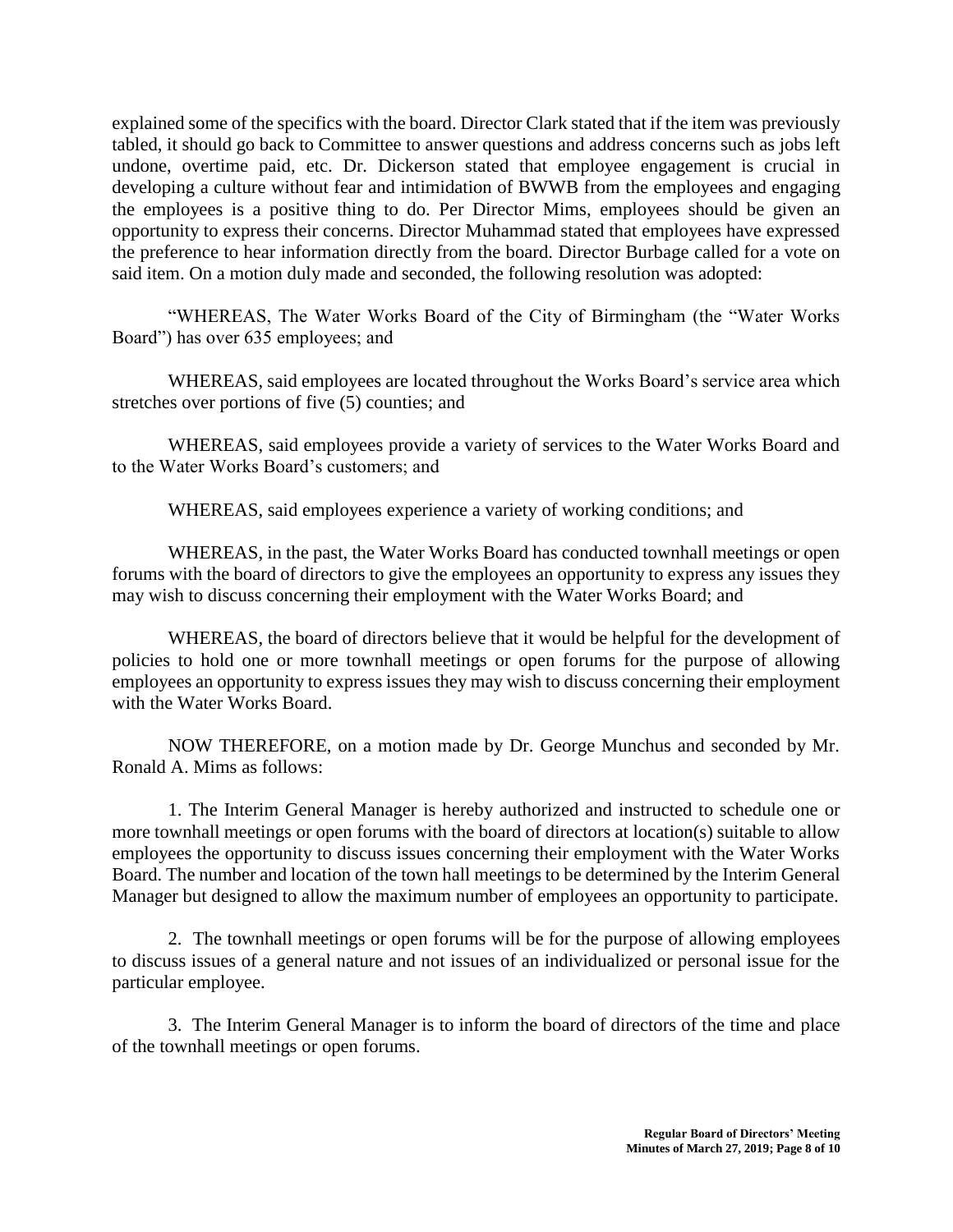explained some of the specifics with the board. Director Clark stated that if the item was previously tabled, it should go back to Committee to answer questions and address concerns such as jobs left undone, overtime paid, etc. Dr. Dickerson stated that employee engagement is crucial in developing a culture without fear and intimidation of BWWB from the employees and engaging the employees is a positive thing to do. Per Director Mims, employees should be given an opportunity to express their concerns. Director Muhammad stated that employees have expressed the preference to hear information directly from the board. Director Burbage called for a vote on said item. On a motion duly made and seconded, the following resolution was adopted:

"WHEREAS, The Water Works Board of the City of Birmingham (the "Water Works Board") has over 635 employees; and

WHEREAS, said employees are located throughout the Works Board's service area which stretches over portions of five (5) counties; and

WHEREAS, said employees provide a variety of services to the Water Works Board and to the Water Works Board's customers; and

WHEREAS, said employees experience a variety of working conditions; and

WHEREAS, in the past, the Water Works Board has conducted townhall meetings or open forums with the board of directors to give the employees an opportunity to express any issues they may wish to discuss concerning their employment with the Water Works Board; and

WHEREAS, the board of directors believe that it would be helpful for the development of policies to hold one or more townhall meetings or open forums for the purpose of allowing employees an opportunity to express issues they may wish to discuss concerning their employment with the Water Works Board.

NOW THEREFORE, on a motion made by Dr. George Munchus and seconded by Mr. Ronald A. Mims as follows:

1. The Interim General Manager is hereby authorized and instructed to schedule one or more townhall meetings or open forums with the board of directors at location(s) suitable to allow employees the opportunity to discuss issues concerning their employment with the Water Works Board. The number and location of the town hall meetings to be determined by the Interim General Manager but designed to allow the maximum number of employees an opportunity to participate.

2. The townhall meetings or open forums will be for the purpose of allowing employees to discuss issues of a general nature and not issues of an individualized or personal issue for the particular employee.

3. The Interim General Manager is to inform the board of directors of the time and place of the townhall meetings or open forums.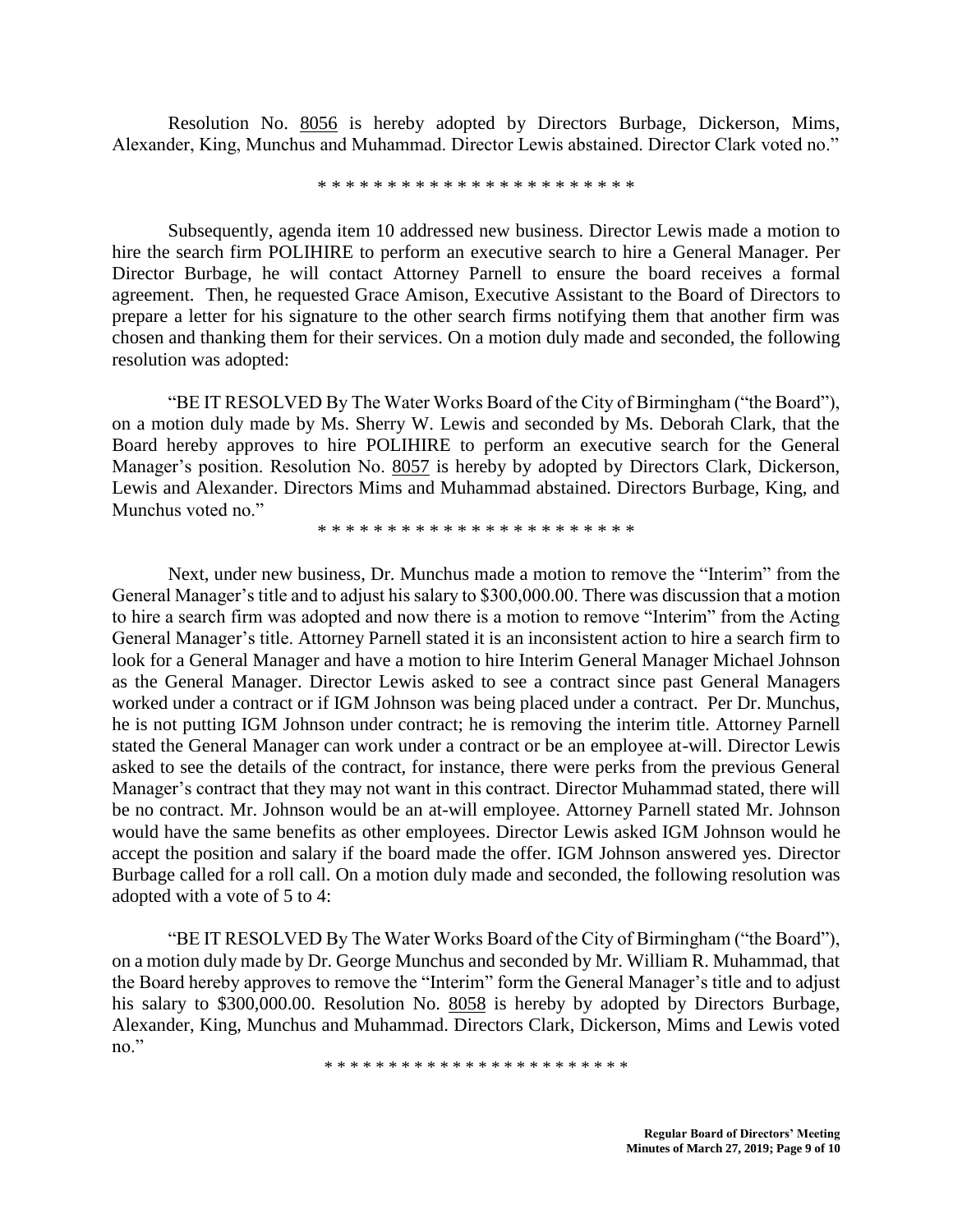Resolution No. 8056 is hereby adopted by Directors Burbage, Dickerson, Mims, Alexander, King, Munchus and Muhammad. Director Lewis abstained. Director Clark voted no."

* * * * * * * * * * * * * * * * * * * * * * *

Subsequently, agenda item 10 addressed new business. Director Lewis made a motion to hire the search firm POLIHIRE to perform an executive search to hire a General Manager. Per Director Burbage, he will contact Attorney Parnell to ensure the board receives a formal agreement. Then, he requested Grace Amison, Executive Assistant to the Board of Directors to prepare a letter for his signature to the other search firms notifying them that another firm was chosen and thanking them for their services. On a motion duly made and seconded, the following resolution was adopted:

"BE IT RESOLVED By The Water Works Board of the City of Birmingham ("the Board"), on a motion duly made by Ms. Sherry W. Lewis and seconded by Ms. Deborah Clark, that the Board hereby approves to hire POLIHIRE to perform an executive search for the General Manager's position. Resolution No. 8057 is hereby by adopted by Directors Clark, Dickerson, Lewis and Alexander. Directors Mims and Muhammad abstained. Directors Burbage, King, and Munchus voted no."

* * * * * * * * * * * * * * * * * * * * * * *

Next, under new business, Dr. Munchus made a motion to remove the "Interim" from the General Manager's title and to adjust his salary to $300,000.00. There was discussion that a motion to hire a search firm was adopted and now there is a motion to remove "Interim" from the Acting General Manager's title. Attorney Parnell stated it is an inconsistent action to hire a search firm to look for a General Manager and have a motion to hire Interim General Manager Michael Johnson as the General Manager. Director Lewis asked to see a contract since past General Managers worked under a contract or if IGM Johnson was being placed under a contract. Per Dr. Munchus, he is not putting IGM Johnson under contract; he is removing the interim title. Attorney Parnell stated the General Manager can work under a contract or be an employee at-will. Director Lewis asked to see the details of the contract, for instance, there were perks from the previous General Manager's contract that they may not want in this contract. Director Muhammad stated, there will be no contract. Mr. Johnson would be an at-will employee. Attorney Parnell stated Mr. Johnson would have the same benefits as other employees. Director Lewis asked IGM Johnson would he accept the position and salary if the board made the offer. IGM Johnson answered yes. Director Burbage called for a roll call. On a motion duly made and seconded, the following resolution was adopted with a vote of 5 to 4:

"BE IT RESOLVED By The Water Works Board of the City of Birmingham ("the Board"), on a motion duly made by Dr. George Munchus and seconded by Mr. William R. Muhammad, that the Board hereby approves to remove the "Interim" form the General Manager's title and to adjust his salary to $300,000.00. Resolution No. 8058 is hereby by adopted by Directors Burbage, Alexander, King, Munchus and Muhammad. Directors Clark, Dickerson, Mims and Lewis voted no."

* * * * * * * * * * * * * * * * * * * * * * *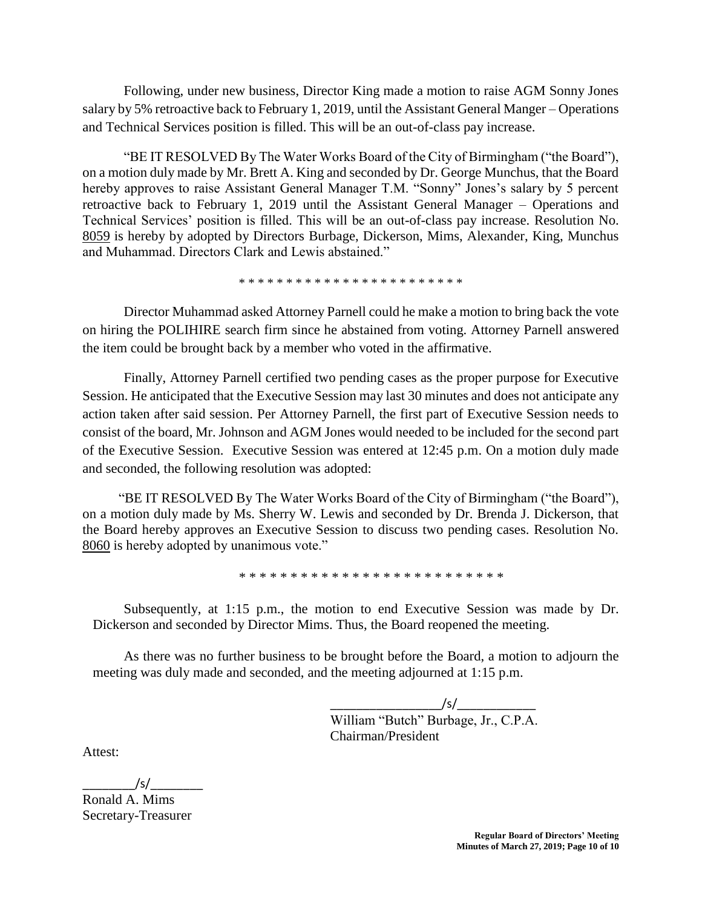Following, under new business, Director King made a motion to raise AGM Sonny Jones salary by 5% retroactive back to February 1, 2019, until the Assistant General Manger – Operations and Technical Services position is filled. This will be an out-of-class pay increase.

"BE IT RESOLVED By The Water Works Board of the City of Birmingham ("the Board"), on a motion duly made by Mr. Brett A. King and seconded by Dr. George Munchus, that the Board hereby approves to raise Assistant General Manager T.M. "Sonny" Jones's salary by 5 percent retroactive back to February 1, 2019 until the Assistant General Manager – Operations and Technical Services' position is filled. This will be an out-of-class pay increase. Resolution No. 8059 is hereby by adopted by Directors Burbage, Dickerson, Mims, Alexander, King, Munchus and Muhammad. Directors Clark and Lewis abstained."

\* \* \* \* \* \* \* \* \* \* \* \* \* \* \* \* \* \* \* \* \* \* \* \*

Director Muhammad asked Attorney Parnell could he make a motion to bring back the vote on hiring the POLIHIRE search firm since he abstained from voting. Attorney Parnell answered the item could be brought back by a member who voted in the affirmative.

Finally, Attorney Parnell certified two pending cases as the proper purpose for Executive Session. He anticipated that the Executive Session may last 30 minutes and does not anticipate any action taken after said session. Per Attorney Parnell, the first part of Executive Session needs to consist of the board, Mr. Johnson and AGM Jones would needed to be included for the second part of the Executive Session. Executive Session was entered at 12:45 p.m. On a motion duly made and seconded, the following resolution was adopted:

"BE IT RESOLVED By The Water Works Board of the City of Birmingham ("the Board"), on a motion duly made by Ms. Sherry W. Lewis and seconded by Dr. Brenda J. Dickerson, that the Board hereby approves an Executive Session to discuss two pending cases. Resolution No. 8060 is hereby adopted by unanimous vote."

\* \* \* \* \* \* \* \* \* \* \* \* \* \* \* \* \* \* \* \* \* \* \* \* \* \*

Subsequently, at 1:15 p.m., the motion to end Executive Session was made by Dr. Dickerson and seconded by Director Mims. Thus, the Board reopened the meeting.

As there was no further business to be brought before the Board, a motion to adjourn the meeting was duly made and seconded, and the meeting adjourned at 1:15 p.m.

\_\_\_\_\_\_\_\_\_\_\_\_\_\_\_\_/s/\_\_\_\_\_\_\_\_\_\_\_
William "Butch" Burbage, Jr., C.P.A.
Chairman/President

Attest:

\_\_\_\_\_\_\_/s/\_\_\_\_\_\_\_
Ronald A. Mims
Secretary-Treasurer